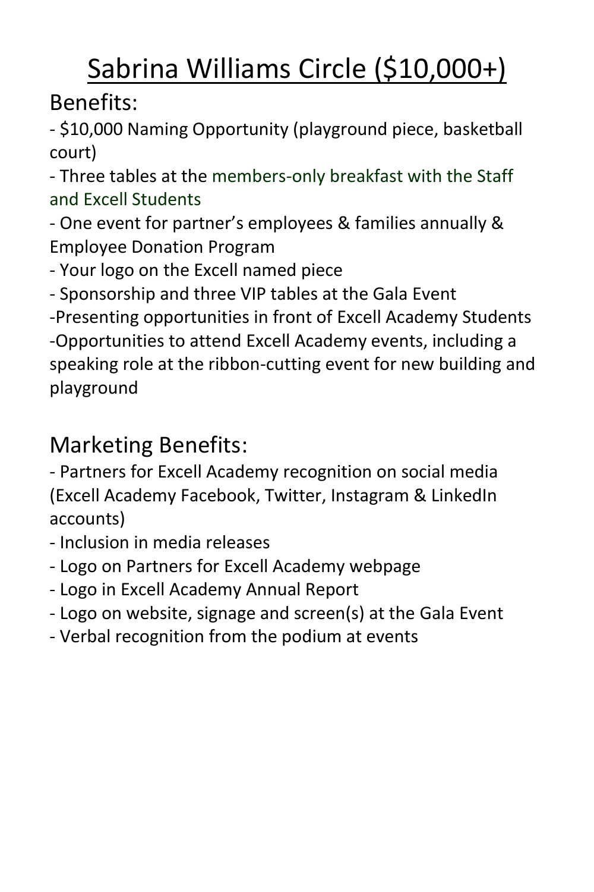# Sabrina Williams Circle ($10,000+)

Benefits:

- $10,000 Naming Opportunity (playground piece, basketball court)
- Three tables at the members-only breakfast with the Staff and Excell Students
- One event for partner's employees & families annually & Employee Donation Program
- Your logo on the Excell named piece
- Sponsorship and three VIP tables at the Gala Event
- Presenting opportunities in front of Excell Academy Students
- Opportunities to attend Excell Academy events, including a speaking role at the ribbon-cutting event for new building and playground

Marketing Benefits:

- Partners for Excell Academy recognition on social media (Excell Academy Facebook, Twitter, Instagram & LinkedIn accounts)
- Inclusion in media releases
- Logo on Partners for Excell Academy webpage
- Logo in Excell Academy Annual Report
- Logo on website, signage and screen(s) at the Gala Event
- Verbal recognition from the podium at events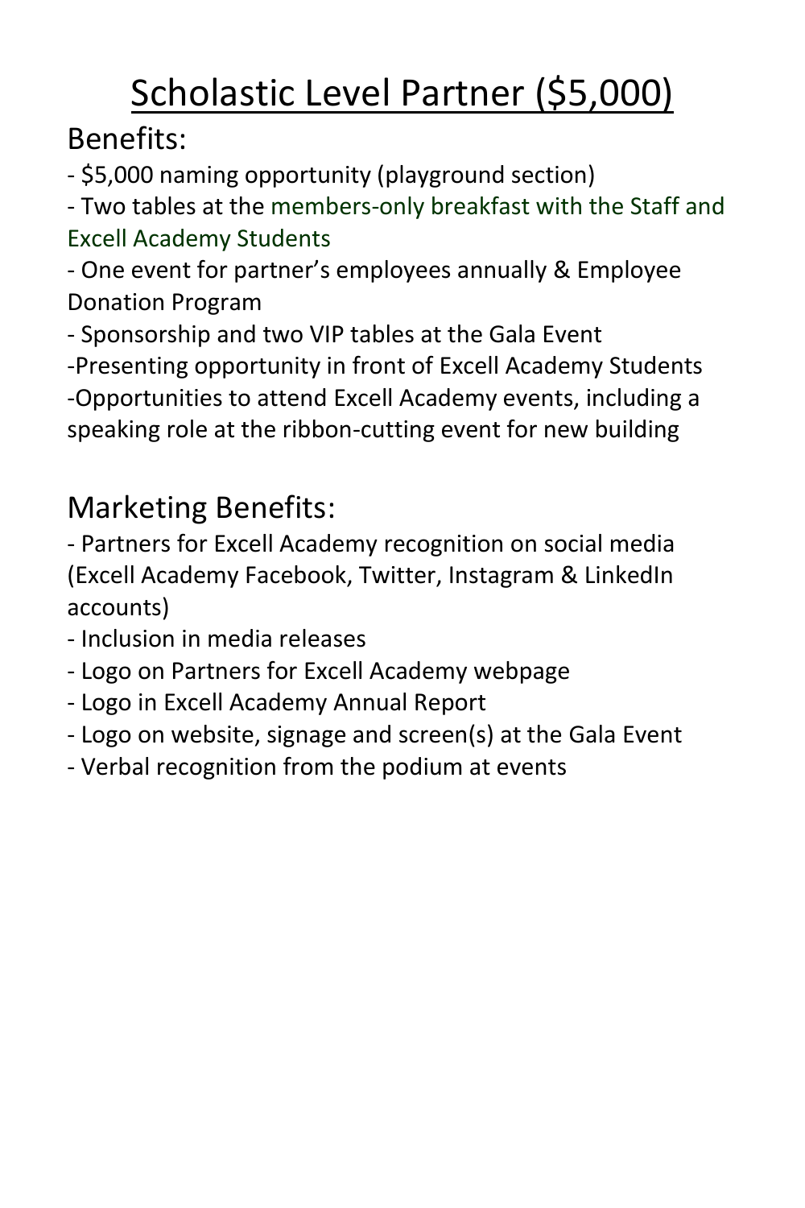# Scholastic Level Partner ($5,000)

## Benefits:

- $5,000 naming opportunity (playground section)
- Two tables at the members-only breakfast with the Staff and Excell Academy Students
- One event for partner's employees annually & Employee Donation Program
- Sponsorship and two VIP tables at the Gala Event
- Presenting opportunity in front of Excell Academy Students
- Opportunities to attend Excell Academy events, including a speaking role at the ribbon-cutting event for new building

## Marketing Benefits:

- Partners for Excell Academy recognition on social media (Excell Academy Facebook, Twitter, Instagram & LinkedIn accounts)
- Inclusion in media releases
- Logo on Partners for Excell Academy webpage
- Logo in Excell Academy Annual Report
- Logo on website, signage and screen(s) at the Gala Event
- Verbal recognition from the podium at events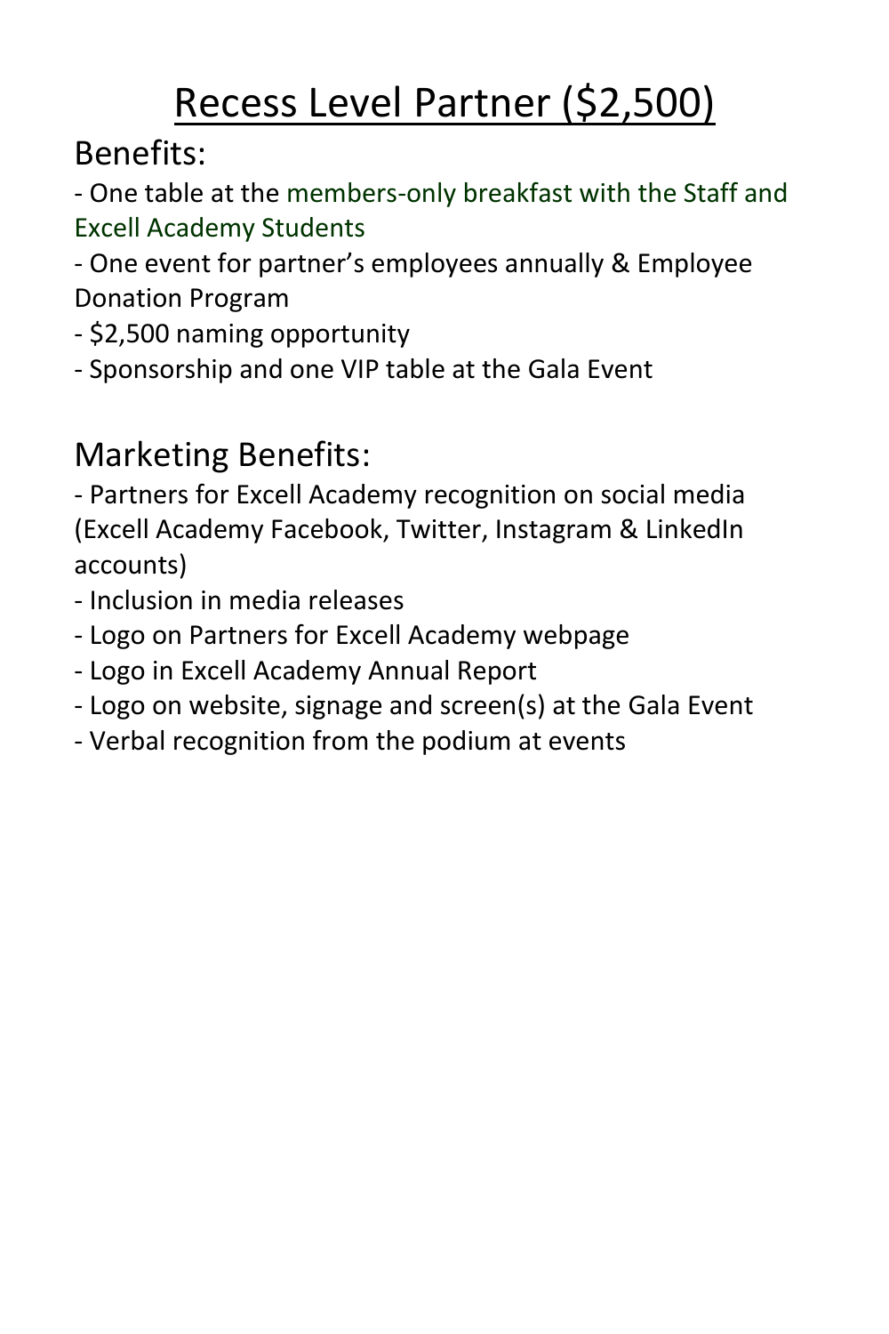# Recess Level Partner ($2,500)

## Benefits:

- One table at the members-only breakfast with the Staff and Excell Academy Students
- One event for partner’s employees annually & Employee Donation Program
- $2,500 naming opportunity
- Sponsorship and one VIP table at the Gala Event

## Marketing Benefits:

- Partners for Excell Academy recognition on social media (Excell Academy Facebook, Twitter, Instagram & LinkedIn accounts)
- Inclusion in media releases
- Logo on Partners for Excell Academy webpage
- Logo in Excell Academy Annual Report
- Logo on website, signage and screen(s) at the Gala Event
- Verbal recognition from the podium at events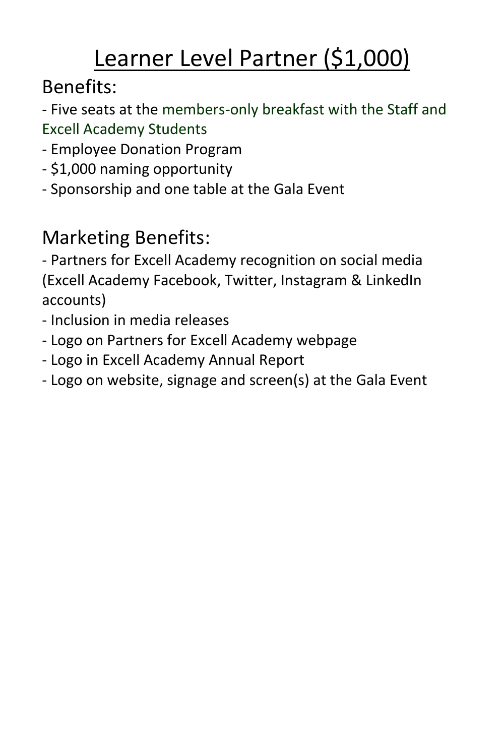# Learner Level Partner ($1,000)

## Benefits:

- Five seats at the members-only breakfast with the Staff and Excell Academy Students
- Employee Donation Program
- $1,000 naming opportunity
- Sponsorship and one table at the Gala Event

## Marketing Benefits:

- Partners for Excell Academy recognition on social media (Excell Academy Facebook, Twitter, Instagram & LinkedIn accounts)
- Inclusion in media releases
- Logo on Partners for Excell Academy webpage
- Logo in Excell Academy Annual Report
- Logo on website, signage and screen(s) at the Gala Event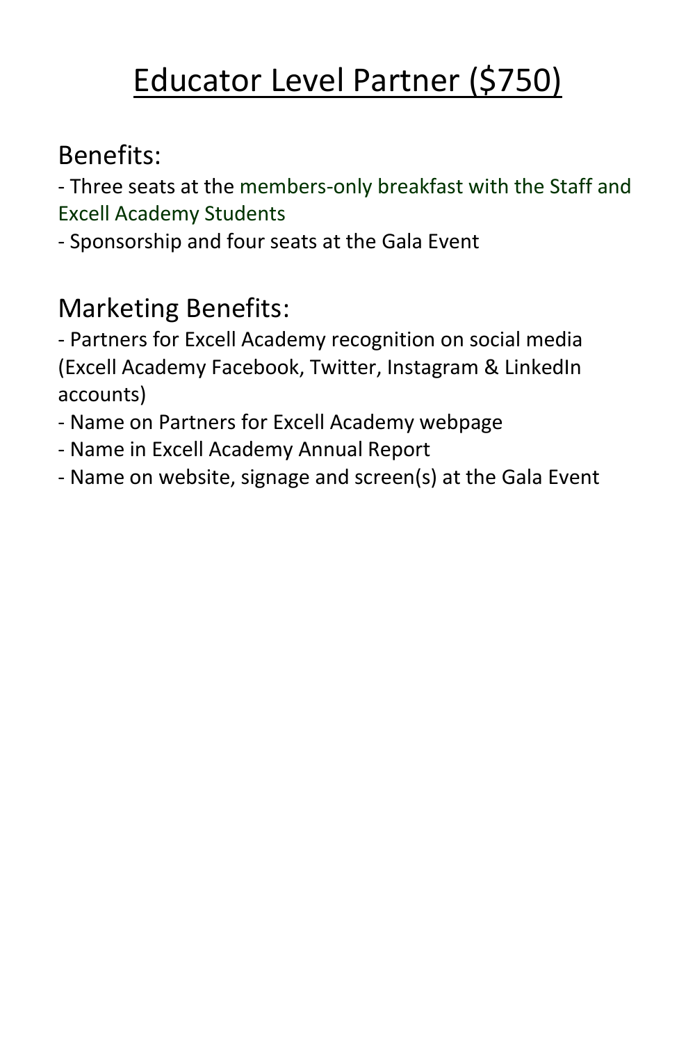# <u>Educator Level Partner ($750)</u>

## Benefits:

- Three seats at the members-only breakfast with the Staff and Excell Academy Students
- Sponsorship and four seats at the Gala Event

## Marketing Benefits:

- Partners for Excell Academy recognition on social media (Excell Academy Facebook, Twitter, Instagram & LinkedIn accounts)
- Name on Partners for Excell Academy webpage
- Name in Excell Academy Annual Report
- Name on website, signage and screen(s) at the Gala Event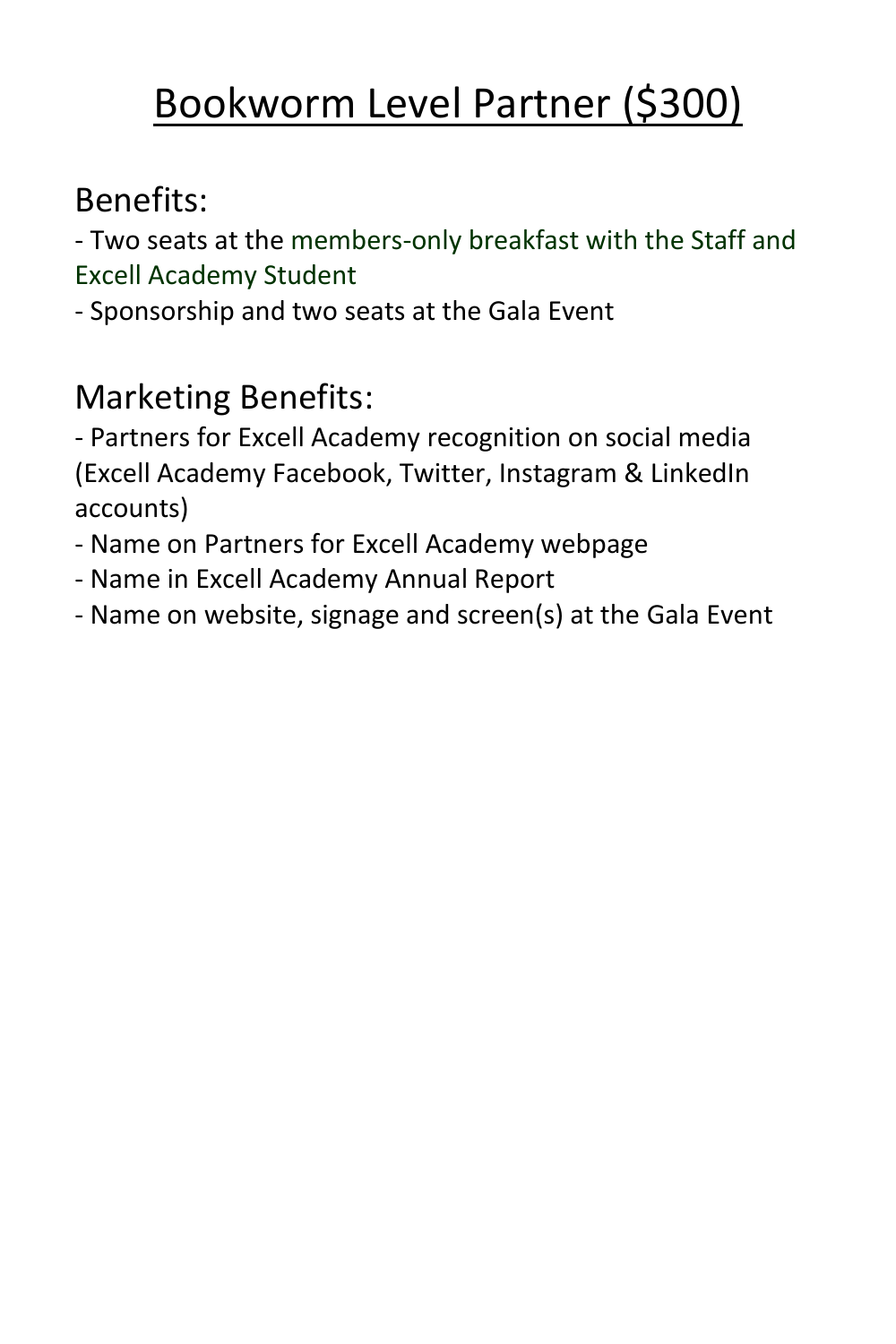# Bookworm Level Partner ($300)

## Benefits:

- Two seats at the members-only breakfast with the Staff and Excell Academy Student
- Sponsorship and two seats at the Gala Event

## Marketing Benefits:

- Partners for Excell Academy recognition on social media (Excell Academy Facebook, Twitter, Instagram & LinkedIn accounts)
- Name on Partners for Excell Academy webpage
- Name in Excell Academy Annual Report
- Name on website, signage and screen(s) at the Gala Event